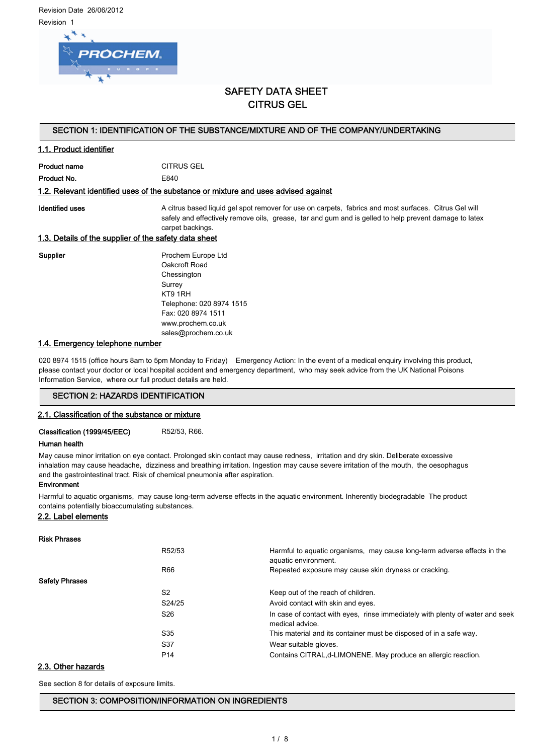Revision Date 26/06/2012

Revision 1

# SAFETY DATA SHEET
# CITRUS GEL

## SECTION 1: IDENTIFICATION OF THE SUBSTANCE/MIXTURE AND OF THE COMPANY/UNDERTAKING

### 1.1. Product identifier

| | |
|---|---|
| **Product name** | CITRUS GEL |
| **Product No.** | E840 |

### 1.2. Relevant identified uses of the substance or mixture and uses advised against

| | |
|---|---|
| **Identified uses** | A citrus based liquid gel spot remover for use on carpets, fabrics and most surfaces. Citrus Gel will safely and effectively remove oils, grease, tar and gum and is gelled to help prevent damage to latex carpet backings. |

### 1.3. Details of the supplier of the safety data sheet

**Supplier**

Prochem Europe Ltd
Oakcroft Road
Chessington
Surrey
KT9 1RH
Telephone: 020 8974 1515
Fax: 020 8974 1511
www.prochem.co.uk
sales@prochem.co.uk

### 1.4. Emergency telephone number

020 8974 1515 (office hours 8am to 5pm Monday to Friday) Emergency Action: In the event of a medical enquiry involving this product, please contact your doctor or local hospital accident and emergency department, who may seek advice from the UK National Poisons Information Service, where our full product details are held.

## SECTION 2: HAZARDS IDENTIFICATION

### 2.1. Classification of the substance or mixture

**Classification (1999/45/EEC)** R52/53, R66.

**Human health**

May cause minor irritation on eye contact. Prolonged skin contact may cause redness, irritation and dry skin. Deliberate excessive inhalation may cause headache, dizziness and breathing irritation. Ingestion may cause severe irritation of the mouth, the oesophagus and the gastrointestinal tract. Risk of chemical pneumonia after aspiration.

**Environment**

Harmful to aquatic organisms, may cause long-term adverse effects in the aquatic environment. Inherently biodegradable The product contains potentially bioaccumulating substances.

### 2.2. Label elements

| | | |
|---|---|---|
| **Risk Phrases** | | |
| | R52/53 | Harmful to aquatic organisms, may cause long-term adverse effects in the aquatic environment. |
| | R66 | Repeated exposure may cause skin dryness or cracking. |
| **Safety Phrases** | | |
| | S2 | Keep out of the reach of children. |
| | S24/25 | Avoid contact with skin and eyes. |
| | S26 | In case of contact with eyes, rinse immediately with plenty of water and seek medical advice. |
| | S35 | This material and its container must be disposed of in a safe way. |
| | S37 | Wear suitable gloves. |
| | P14 | Contains CITRAL,d-LIMONENE. May produce an allergic reaction. |

### 2.3. Other hazards

See section 8 for details of exposure limits.

## SECTION 3: COMPOSITION/INFORMATION ON INGREDIENTS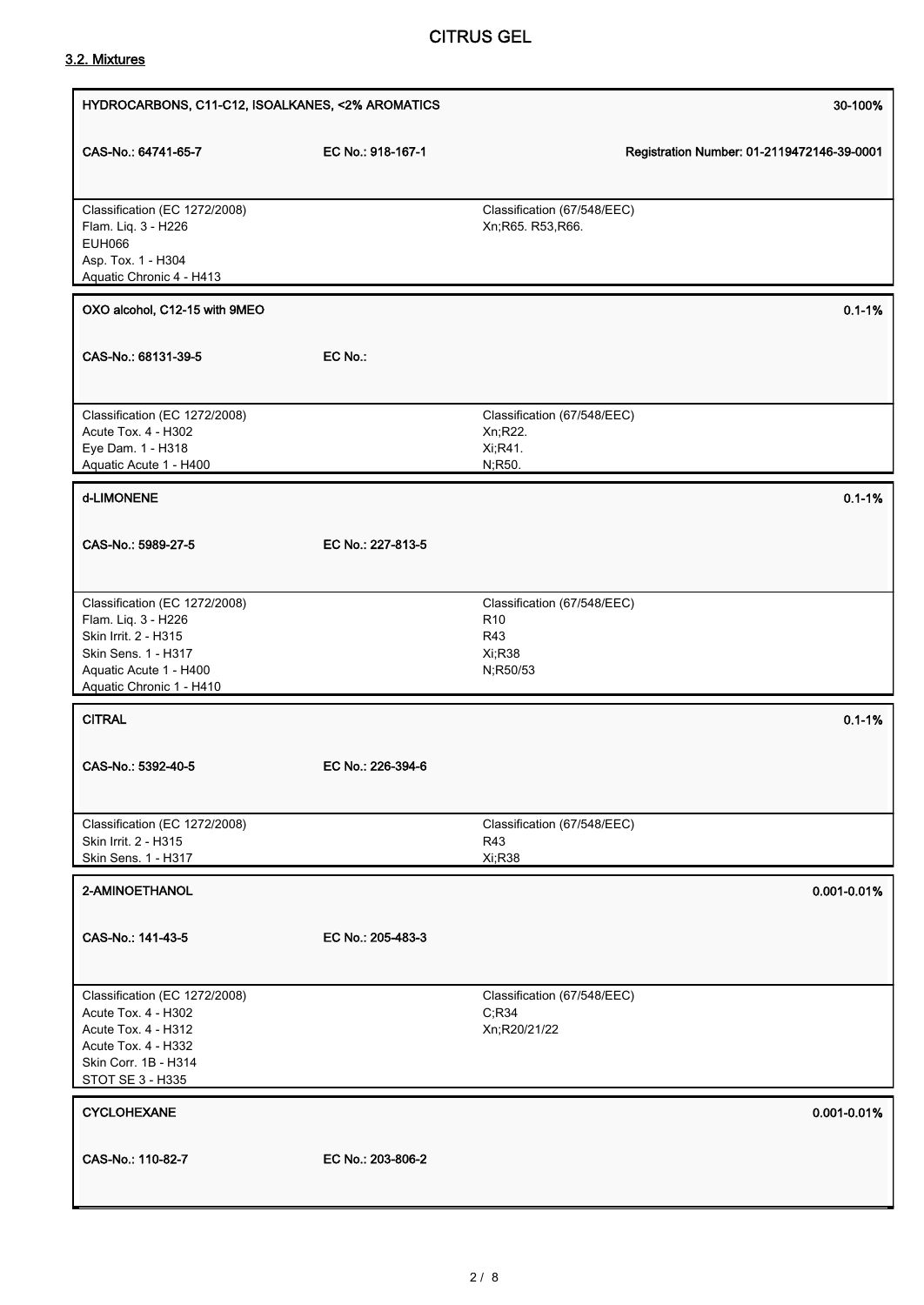### 3.2. Mixtures

| HYDROCARBONS, C11-C12, ISOALKANES, <2% AROMATICS | | 30-100% |
|---|---|---|
| CAS-No.: 64741-65-7 | EC No.: 918-167-1 | Registration Number: 01-2119472146-39-0001 |
| Classification (EC 1272/2008)<br>Flam. Liq. 3 - H226<br>EUH066<br>Asp. Tox. 1 - H304<br>Aquatic Chronic 4 - H413 | Classification (67/548/EEC)<br>Xn;R65. R53,R66. | |

| OXO alcohol, C12-15 with 9MEO | | 0.1-1% |
|---|---|---|
| CAS-No.: 68131-39-5 | EC No.: | |
| Classification (EC 1272/2008)<br>Acute Tox. 4 - H302<br>Eye Dam. 1 - H318<br>Aquatic Acute 1 - H400 | Classification (67/548/EEC)<br>Xn;R22.<br>Xi;R41.<br>N;R50. | |

| d-LIMONENE | | 0.1-1% |
|---|---|---|
| CAS-No.: 5989-27-5 | EC No.: 227-813-5 | |
| Classification (EC 1272/2008)<br>Flam. Liq. 3 - H226<br>Skin Irrit. 2 - H315<br>Skin Sens. 1 - H317<br>Aquatic Acute 1 - H400<br>Aquatic Chronic 1 - H410 | Classification (67/548/EEC)<br>R10<br>R43<br>Xi;R38<br>N;R50/53 | |

| CITRAL | | 0.1-1% |
|---|---|---|
| CAS-No.: 5392-40-5 | EC No.: 226-394-6 | |
| Classification (EC 1272/2008)<br>Skin Irrit. 2 - H315<br>Skin Sens. 1 - H317 | Classification (67/548/EEC)<br>R43<br>Xi;R38 | |

| 2-AMINOETHANOL | | 0.001-0.01% |
|---|---|---|
| CAS-No.: 141-43-5 | EC No.: 205-483-3 | |
| Classification (EC 1272/2008)<br>Acute Tox. 4 - H302<br>Acute Tox. 4 - H312<br>Acute Tox. 4 - H332<br>Skin Corr. 1B - H314<br>STOT SE 3 - H335 | Classification (67/548/EEC)<br>C;R34<br>Xn;R20/21/22 | |

| CYCLOHEXANE | | 0.001-0.01% |
|---|---|---|
| CAS-No.: 110-82-7 | EC No.: 203-806-2 | |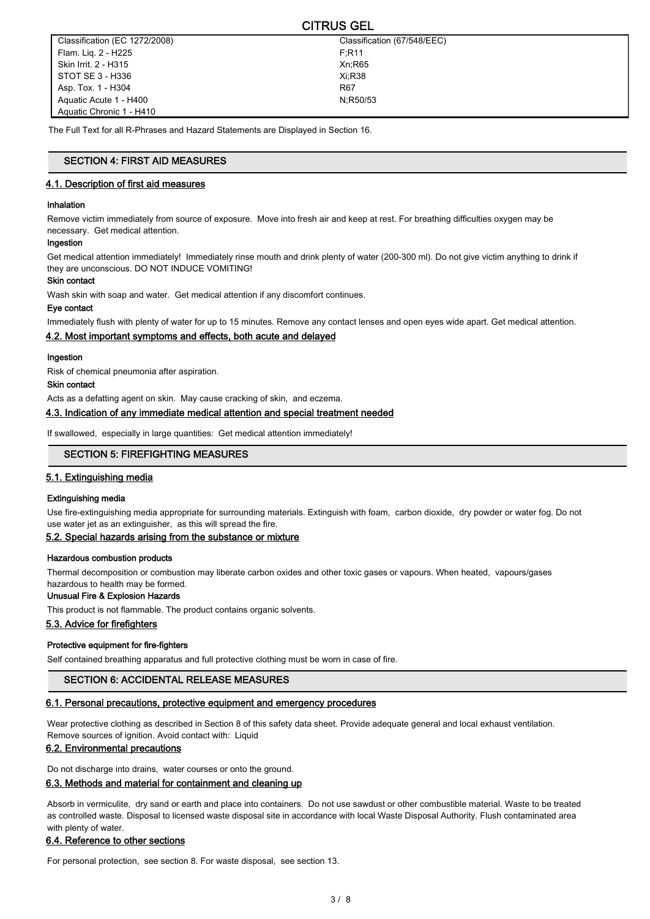| Classification (EC 1272/2008) | Classification (67/548/EEC) |
| --- | --- |
| Flam. Liq. 2 - H225 | F;R11 |
| Skin Irrit. 2 - H315 | Xn;R65 |
| STOT SE 3 - H336 | Xi;R38 |
| Asp. Tox. 1 - H304 | R67 |
| Aquatic Acute 1 - H400 | N;R50/53 |
| Aquatic Chronic 1 - H410 | |

The Full Text for all R-Phrases and Hazard Statements are Displayed in Section 16.

## SECTION 4: FIRST AID MEASURES

### 4.1. Description of first aid measures

**Inhalation**

Remove victim immediately from source of exposure. Move into fresh air and keep at rest. For breathing difficulties oxygen may be necessary. Get medical attention.

**Ingestion**

Get medical attention immediately! Immediately rinse mouth and drink plenty of water (200-300 ml). Do not give victim anything to drink if they are unconscious. DO NOT INDUCE VOMITING!

**Skin contact**

Wash skin with soap and water. Get medical attention if any discomfort continues.

**Eye contact**

Immediately flush with plenty of water for up to 15 minutes. Remove any contact lenses and open eyes wide apart. Get medical attention.

### 4.2. Most important symptoms and effects, both acute and delayed

**Ingestion**

Risk of chemical pneumonia after aspiration.

**Skin contact**

Acts as a defatting agent on skin. May cause cracking of skin, and eczema.

### 4.3. Indication of any immediate medical attention and special treatment needed

If swallowed, especially in large quantities: Get medical attention immediately!

## SECTION 5: FIREFIGHTING MEASURES

### 5.1. Extinguishing media

**Extinguishing media**

Use fire-extinguishing media appropriate for surrounding materials. Extinguish with foam, carbon dioxide, dry powder or water fog. Do not use water jet as an extinguisher, as this will spread the fire.

### 5.2. Special hazards arising from the substance or mixture

**Hazardous combustion products**

Thermal decomposition or combustion may liberate carbon oxides and other toxic gases or vapours. When heated, vapours/gases hazardous to health may be formed.

**Unusual Fire & Explosion Hazards**

This product is not flammable. The product contains organic solvents.

### 5.3. Advice for firefighters

**Protective equipment for fire-fighters**

Self contained breathing apparatus and full protective clothing must be worn in case of fire.

## SECTION 6: ACCIDENTAL RELEASE MEASURES

### 6.1. Personal precautions, protective equipment and emergency procedures

Wear protective clothing as described in Section 8 of this safety data sheet. Provide adequate general and local exhaust ventilation. Remove sources of ignition. Avoid contact with: Liquid

### 6.2. Environmental precautions

Do not discharge into drains, water courses or onto the ground.

### 6.3. Methods and material for containment and cleaning up

Absorb in vermiculite, dry sand or earth and place into containers. Do not use sawdust or other combustible material. Waste to be treated as controlled waste. Disposal to licensed waste disposal site in accordance with local Waste Disposal Authority. Flush contaminated area with plenty of water.

### 6.4. Reference to other sections

For personal protection, see section 8. For waste disposal, see section 13.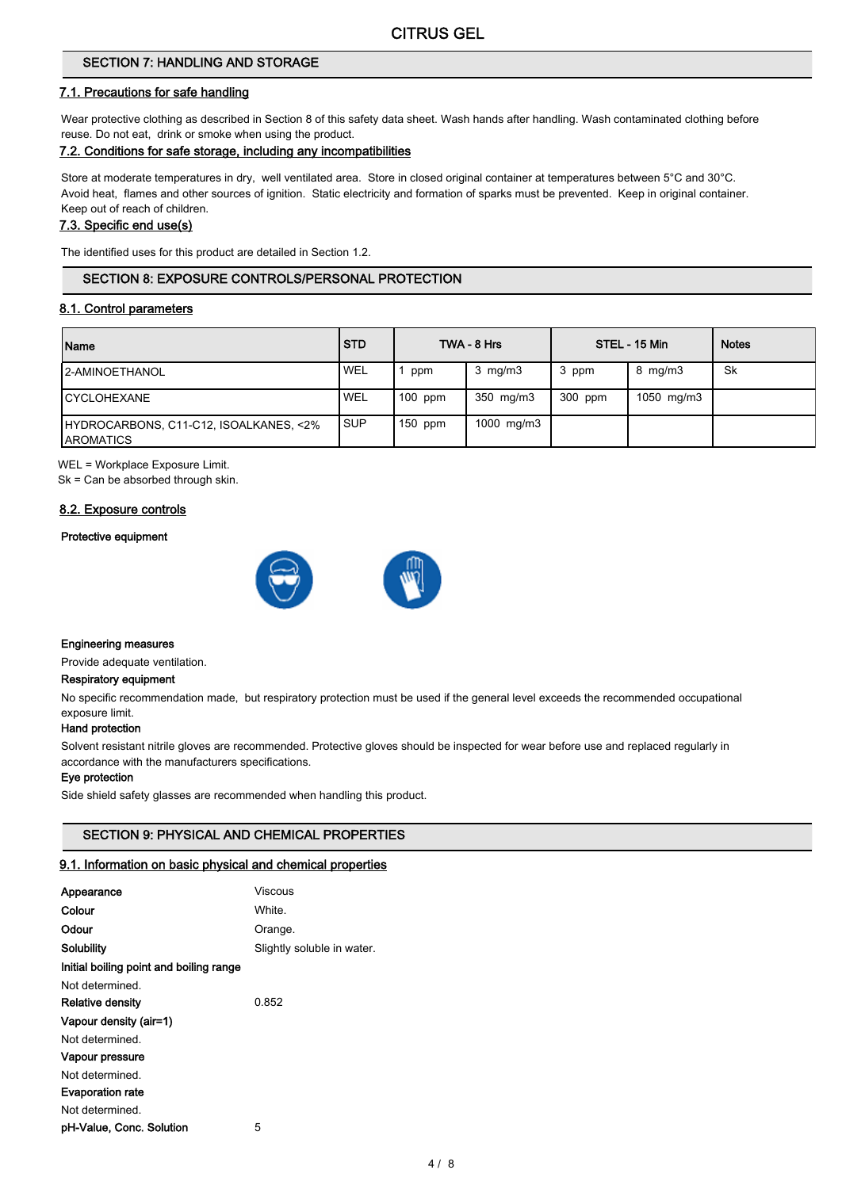CITRUS GEL

## SECTION 7: HANDLING AND STORAGE

### 7.1. Precautions for safe handling

Wear protective clothing as described in Section 8 of this safety data sheet. Wash hands after handling. Wash contaminated clothing before reuse. Do not eat, drink or smoke when using the product.

### 7.2. Conditions for safe storage, including any incompatibilities

Store at moderate temperatures in dry, well ventilated area. Store in closed original container at temperatures between 5°C and 30°C. Avoid heat, flames and other sources of ignition. Static electricity and formation of sparks must be prevented. Keep in original container. Keep out of reach of children.

### 7.3. Specific end use(s)

The identified uses for this product are detailed in Section 1.2.

## SECTION 8: EXPOSURE CONTROLS/PERSONAL PROTECTION

### 8.1. Control parameters

| Name | STD | TWA - 8 Hrs | | STEL - 15 Min | | Notes |
|---|---|---|---|---|---|---|
| 2-AMINOETHANOL | WEL | 1 ppm | 3 mg/m3 | 3 ppm | 8 mg/m3 | Sk |
| CYCLOHEXANE | WEL | 100 ppm | 350 mg/m3 | 300 ppm | 1050 mg/m3 | |
| HYDROCARBONS, C11-C12, ISOALKANES, <2% AROMATICS | SUP | 150 ppm | 1000 mg/m3 | | | |

WEL = Workplace Exposure Limit.
Sk = Can be absorbed through skin.

### 8.2. Exposure controls

**Protective equipment**

**Engineering measures**

Provide adequate ventilation.

**Respiratory equipment**

No specific recommendation made, but respiratory protection must be used if the general level exceeds the recommended occupational exposure limit.

**Hand protection**

Solvent resistant nitrile gloves are recommended. Protective gloves should be inspected for wear before use and replaced regularly in accordance with the manufacturers specifications.

**Eye protection**

Side shield safety glasses are recommended when handling this product.

## SECTION 9: PHYSICAL AND CHEMICAL PROPERTIES

### 9.1. Information on basic physical and chemical properties

**Appearance** Viscous

**Colour** White.

**Odour** Orange.

**Solubility** Slightly soluble in water.

**Initial boiling point and boiling range**

Not determined.

**Relative density** 0.852

**Vapour density (air=1)**

Not determined.

**Vapour pressure**

Not determined.

**Evaporation rate**

Not determined.

**pH-Value, Conc. Solution** 5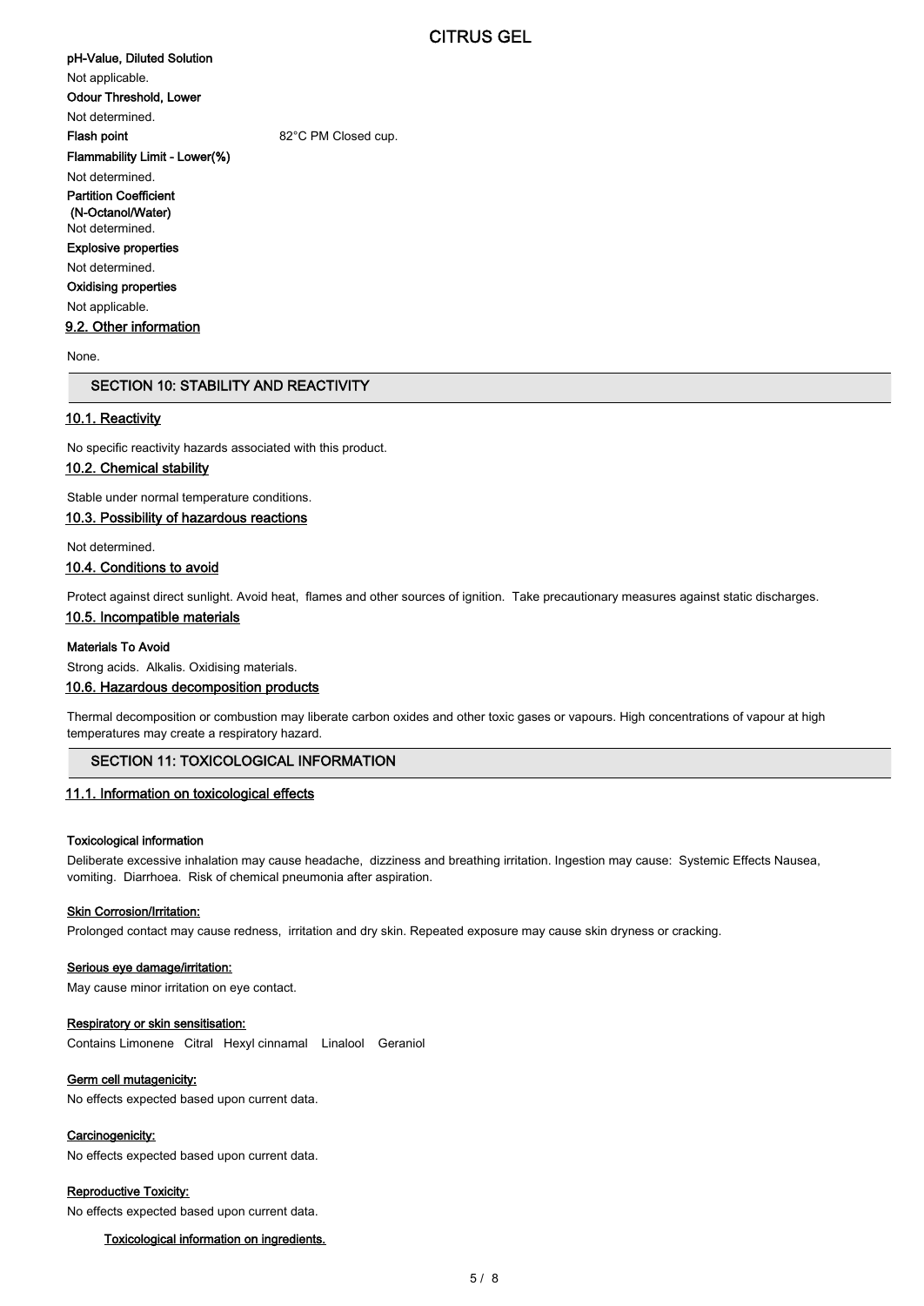**pH-Value, Diluted Solution**

Not applicable.

**Odour Threshold, Lower**

Not determined.

**Flash point** 82°C PM Closed cup.

**Flammability Limit - Lower(%)**

Not determined.

**Partition Coefficient (N-Octanol/Water)**

Not determined.

**Explosive properties**

Not determined.

**Oxidising properties**

Not applicable.

### 9.2. Other information

None.

## SECTION 10: STABILITY AND REACTIVITY

### 10.1. Reactivity

No specific reactivity hazards associated with this product.

### 10.2. Chemical stability

Stable under normal temperature conditions.

### 10.3. Possibility of hazardous reactions

Not determined.

### 10.4. Conditions to avoid

Protect against direct sunlight. Avoid heat, flames and other sources of ignition. Take precautionary measures against static discharges.

### 10.5. Incompatible materials

**Materials To Avoid**

Strong acids. Alkalis. Oxidising materials.

### 10.6. Hazardous decomposition products

Thermal decomposition or combustion may liberate carbon oxides and other toxic gases or vapours. High concentrations of vapour at high temperatures may create a respiratory hazard.

## SECTION 11: TOXICOLOGICAL INFORMATION

### 11.1. Information on toxicological effects

**Toxicological information**

Deliberate excessive inhalation may cause headache, dizziness and breathing irritation. Ingestion may cause: Systemic Effects Nausea, vomiting. Diarrhoea. Risk of chemical pneumonia after aspiration.

**Skin Corrosion/Irritation:**

Prolonged contact may cause redness, irritation and dry skin. Repeated exposure may cause skin dryness or cracking.

**Serious eye damage/irritation:**

May cause minor irritation on eye contact.

**Respiratory or skin sensitisation:**

Contains Limonene Citral Hexyl cinnamal Linalool Geraniol

**Germ cell mutagenicity:**

No effects expected based upon current data.

**Carcinogenicity:**

No effects expected based upon current data.

**Reproductive Toxicity:**

No effects expected based upon current data.

**Toxicological information on ingredients.**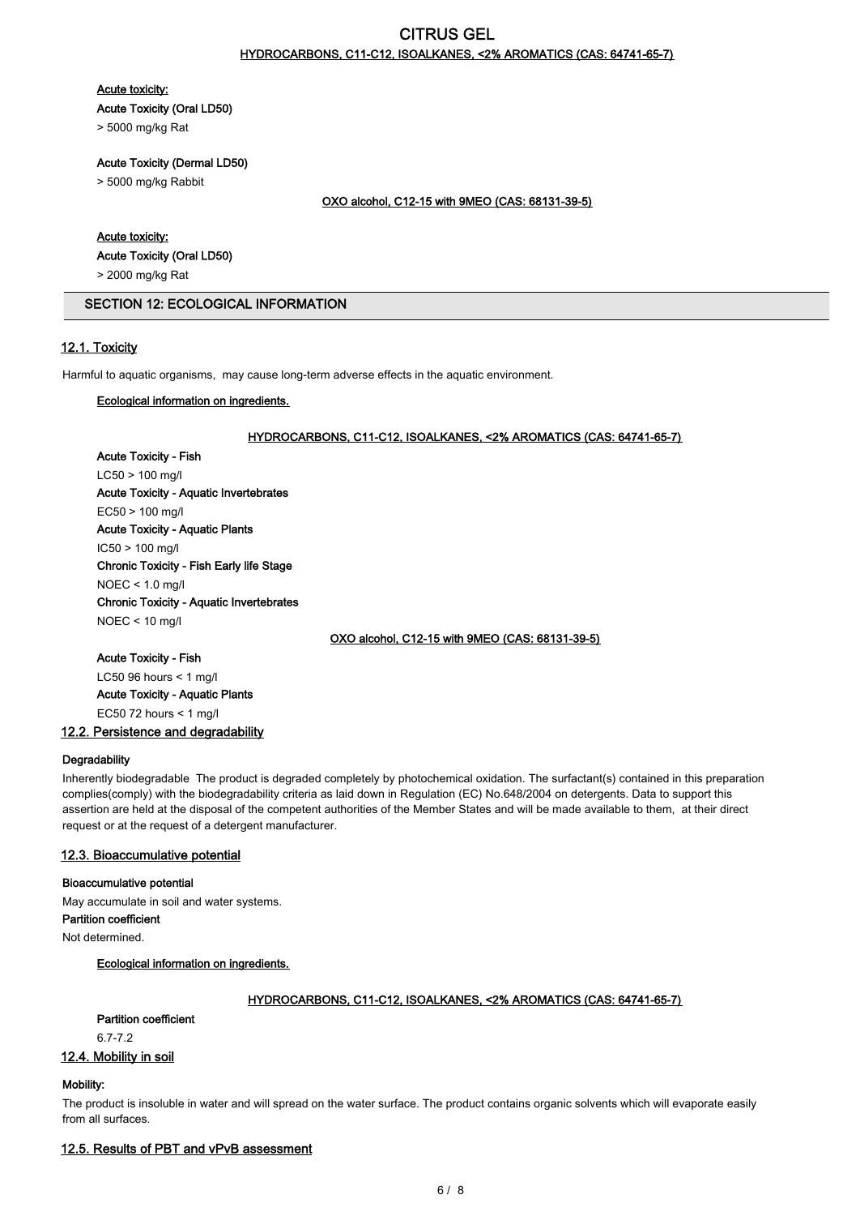HYDROCARBONS, C11-C12, ISOALKANES, <2% AROMATICS (CAS: 64741-65-7)

**Acute toxicity:**

**Acute Toxicity (Oral LD50)**

> 5000 mg/kg Rat

**Acute Toxicity (Dermal LD50)**

> 5000 mg/kg Rabbit

**OXO alcohol, C12-15 with 9MEO (CAS: 68131-39-5)**

**Acute toxicity:**

**Acute Toxicity (Oral LD50)**

> 2000 mg/kg Rat

## SECTION 12: ECOLOGICAL INFORMATION

### 12.1. Toxicity

Harmful to aquatic organisms, may cause long-term adverse effects in the aquatic environment.

**Ecological information on ingredients.**

**HYDROCARBONS, C11-C12, ISOALKANES, <2% AROMATICS (CAS: 64741-65-7)**

**Acute Toxicity - Fish**

LC50 > 100 mg/l

**Acute Toxicity - Aquatic Invertebrates**

EC50 > 100 mg/l

**Acute Toxicity - Aquatic Plants**

IC50 > 100 mg/l

**Chronic Toxicity - Fish Early life Stage**

NOEC < 1.0 mg/l

**Chronic Toxicity - Aquatic Invertebrates**

NOEC < 10 mg/l

**OXO alcohol, C12-15 with 9MEO (CAS: 68131-39-5)**

**Acute Toxicity - Fish**

LC50 96 hours < 1 mg/l

**Acute Toxicity - Aquatic Plants**

EC50 72 hours < 1 mg/l

### 12.2. Persistence and degradability

**Degradability**

Inherently biodegradable The product is degraded completely by photochemical oxidation. The surfactant(s) contained in this preparation complies(comply) with the biodegradability criteria as laid down in Regulation (EC) No.648/2004 on detergents. Data to support this assertion are held at the disposal of the competent authorities of the Member States and will be made available to them, at their direct request or at the request of a detergent manufacturer.

### 12.3. Bioaccumulative potential

**Bioaccumulative potential**

May accumulate in soil and water systems.

**Partition coefficient**

Not determined.

**Ecological information on ingredients.**

**HYDROCARBONS, C11-C12, ISOALKANES, <2% AROMATICS (CAS: 64741-65-7)**

**Partition coefficient**

6.7-7.2

### 12.4. Mobility in soil

**Mobility:**

The product is insoluble in water and will spread on the water surface. The product contains organic solvents which will evaporate easily from all surfaces.

### 12.5. Results of PBT and vPvB assessment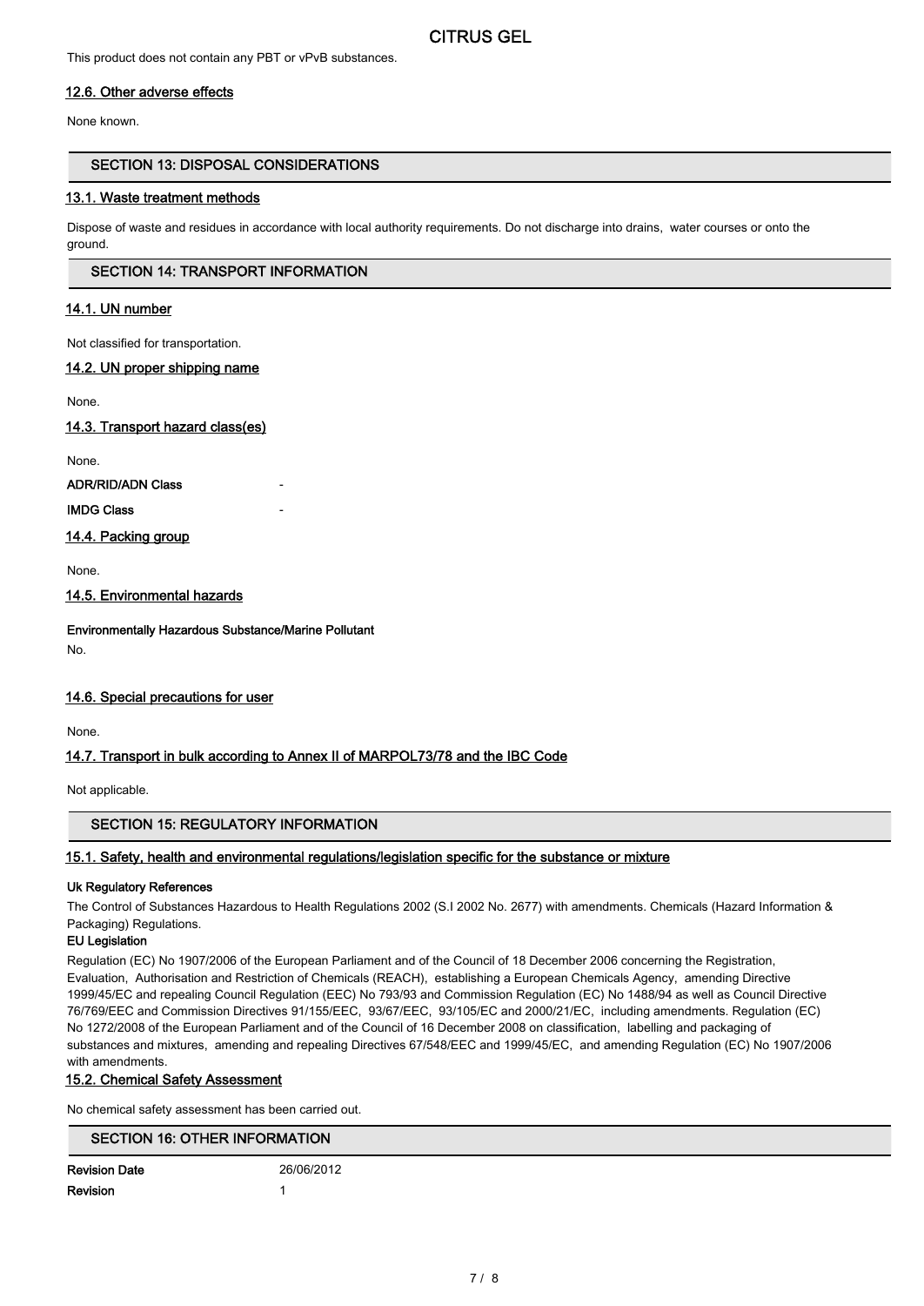This product does not contain any PBT or vPvB substances.

### 12.6. Other adverse effects

None known.

## SECTION 13: DISPOSAL CONSIDERATIONS

### 13.1. Waste treatment methods

Dispose of waste and residues in accordance with local authority requirements. Do not discharge into drains, water courses or onto the ground.

## SECTION 14: TRANSPORT INFORMATION

### 14.1. UN number

Not classified for transportation.

### 14.2. UN proper shipping name

None.

### 14.3. Transport hazard class(es)

None.

**ADR/RID/ADN Class** -

**IMDG Class** -

### 14.4. Packing group

None.

### 14.5. Environmental hazards

**Environmentally Hazardous Substance/Marine Pollutant**

No.

### 14.6. Special precautions for user

None.

### 14.7. Transport in bulk according to Annex II of MARPOL73/78 and the IBC Code

Not applicable.

## SECTION 15: REGULATORY INFORMATION

### 15.1. Safety, health and environmental regulations/legislation specific for the substance or mixture

**Uk Regulatory References**

The Control of Substances Hazardous to Health Regulations 2002 (S.I 2002 No. 2677) with amendments. Chemicals (Hazard Information & Packaging) Regulations.

**EU Legislation**

Regulation (EC) No 1907/2006 of the European Parliament and of the Council of 18 December 2006 concerning the Registration, Evaluation, Authorisation and Restriction of Chemicals (REACH), establishing a European Chemicals Agency, amending Directive 1999/45/EC and repealing Council Regulation (EEC) No 793/93 and Commission Regulation (EC) No 1488/94 as well as Council Directive 76/769/EEC and Commission Directives 91/155/EEC, 93/67/EEC, 93/105/EC and 2000/21/EC, including amendments. Regulation (EC) No 1272/2008 of the European Parliament and of the Council of 16 December 2008 on classification, labelling and packaging of substances and mixtures, amending and repealing Directives 67/548/EEC and 1999/45/EC, and amending Regulation (EC) No 1907/2006 with amendments.

### 15.2. Chemical Safety Assessment

No chemical safety assessment has been carried out.

## SECTION 16: OTHER INFORMATION

**Revision Date** 26/06/2012

**Revision** 1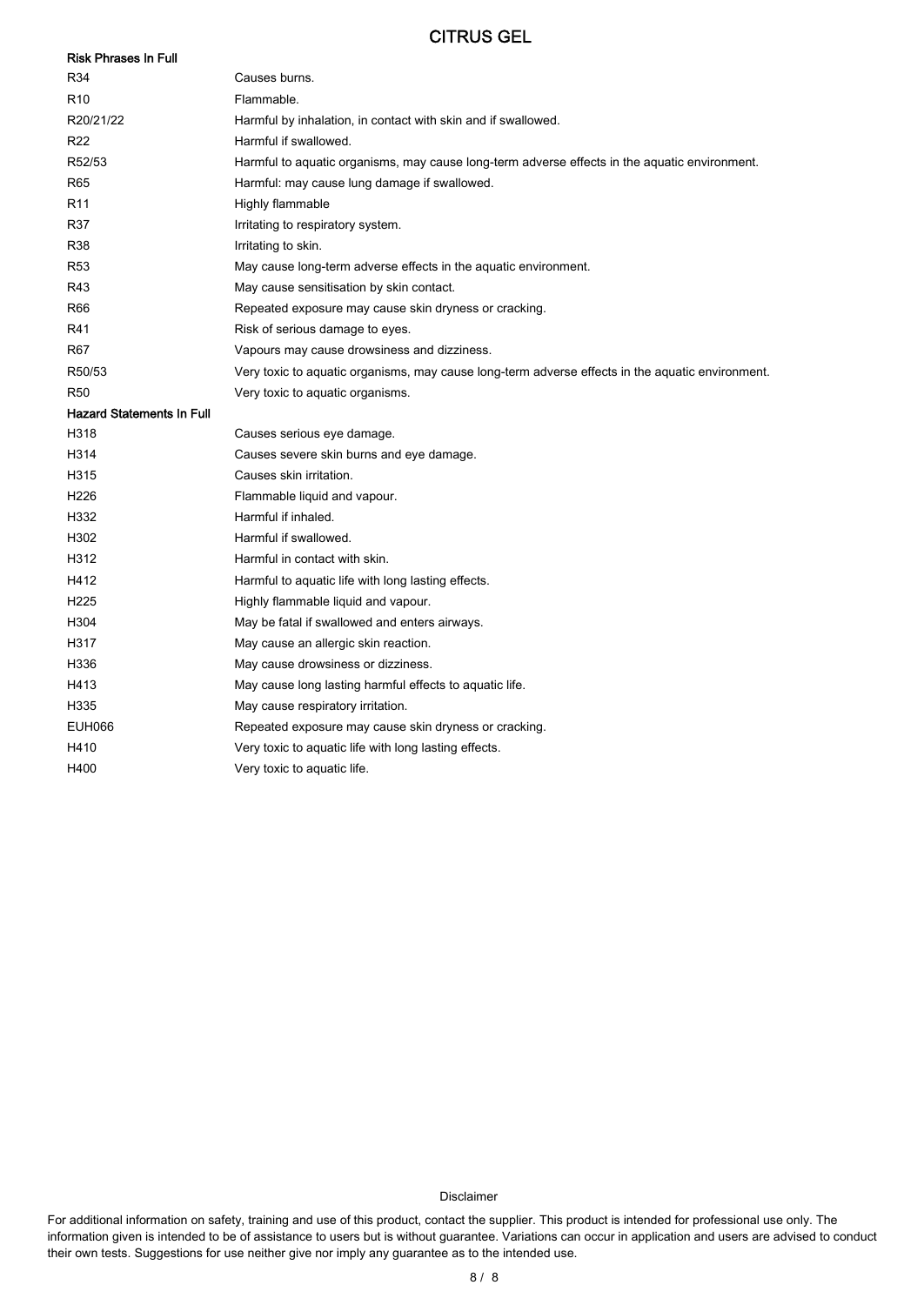## Risk Phrases In Full

| | |
|---|---|
| R34 | Causes burns. |
| R10 | Flammable. |
| R20/21/22 | Harmful by inhalation, in contact with skin and if swallowed. |
| R22 | Harmful if swallowed. |
| R52/53 | Harmful to aquatic organisms, may cause long-term adverse effects in the aquatic environment. |
| R65 | Harmful: may cause lung damage if swallowed. |
| R11 | Highly flammable |
| R37 | Irritating to respiratory system. |
| R38 | Irritating to skin. |
| R53 | May cause long-term adverse effects in the aquatic environment. |
| R43 | May cause sensitisation by skin contact. |
| R66 | Repeated exposure may cause skin dryness or cracking. |
| R41 | Risk of serious damage to eyes. |
| R67 | Vapours may cause drowsiness and dizziness. |
| R50/53 | Very toxic to aquatic organisms, may cause long-term adverse effects in the aquatic environment. |
| R50 | Very toxic to aquatic organisms. |

## Hazard Statements In Full

| | |
|---|---|
| H318 | Causes serious eye damage. |
| H314 | Causes severe skin burns and eye damage. |
| H315 | Causes skin irritation. |
| H226 | Flammable liquid and vapour. |
| H332 | Harmful if inhaled. |
| H302 | Harmful if swallowed. |
| H312 | Harmful in contact with skin. |
| H412 | Harmful to aquatic life with long lasting effects. |
| H225 | Highly flammable liquid and vapour. |
| H304 | May be fatal if swallowed and enters airways. |
| H317 | May cause an allergic skin reaction. |
| H336 | May cause drowsiness or dizziness. |
| H413 | May cause long lasting harmful effects to aquatic life. |
| H335 | May cause respiratory irritation. |
| EUH066 | Repeated exposure may cause skin dryness or cracking. |
| H410 | Very toxic to aquatic life with long lasting effects. |
| H400 | Very toxic to aquatic life. |

Disclaimer

For additional information on safety, training and use of this product, contact the supplier. This product is intended for professional use only. The information given is intended to be of assistance to users but is without guarantee. Variations can occur in application and users are advised to conduct their own tests. Suggestions for use neither give nor imply any guarantee as to the intended use.